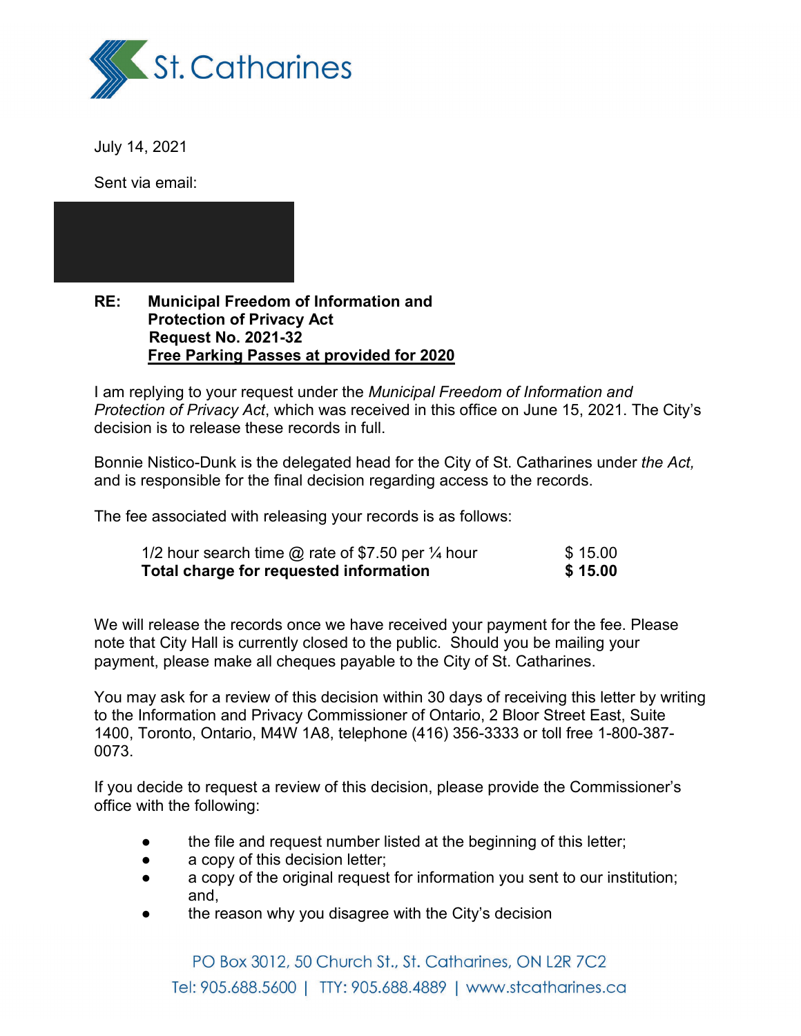St. Catharines

July 14, 2021

Sent via email:

**RE: Municipal Freedom of Information and Protection of Privacy Act Request No. 2021-32 <u>Free Parking Passes at provided for 2020</u>**

I am replying to your request under the *Municipal Freedom of Information and Protection of Privacy Act*, which was received in this office on June 15, 2021. The City's decision is to release these records in full.

Bonnie Nistico-Dunk is the delegated head for the City of St. Catharines under *the Act,* and is responsible for the final decision regarding access to the records.

The fee associated with releasing your records is as follows:

| | |
|---|---|
| 1/2 hour search time @ rate of $7.50 per ¼ hour | $ 15.00 |
| **Total charge for requested information** | **$ 15.00** |

We will release the records once we have received your payment for the fee. Please note that City Hall is currently closed to the public. Should you be mailing your payment, please make all cheques payable to the City of St. Catharines.

You may ask for a review of this decision within 30 days of receiving this letter by writing to the Information and Privacy Commissioner of Ontario, 2 Bloor Street East, Suite 1400, Toronto, Ontario, M4W 1A8, telephone (416) 356-3333 or toll free 1-800-387-0073.

If you decide to request a review of this decision, please provide the Commissioner's office with the following:

- the file and request number listed at the beginning of this letter;
- a copy of this decision letter;
- a copy of the original request for information you sent to our institution; and,
- the reason why you disagree with the City's decision

PO Box 3012, 50 Church St., St. Catharines, ON L2R 7C2
Tel: 905.688.5600 | TTY: 905.688.4889 | www.stcatharines.ca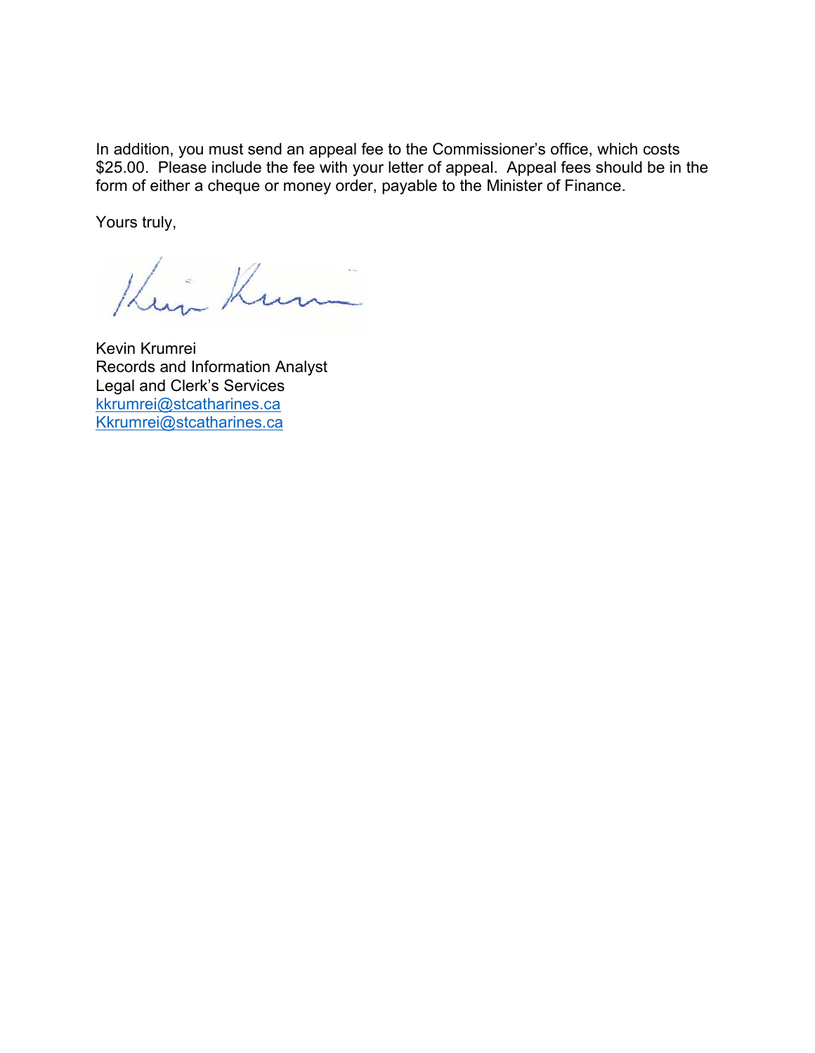In addition, you must send an appeal fee to the Commissioner's office, which costs $25.00. Please include the fee with your letter of appeal. Appeal fees should be in the form of either a cheque or money order, payable to the Minister of Finance.

Yours truly,

Kevin Krumrei  
Records and Information Analyst  
Legal and Clerk's Services  
kkrumrei@stcatharines.ca  
Kkrumrei@stcatharines.ca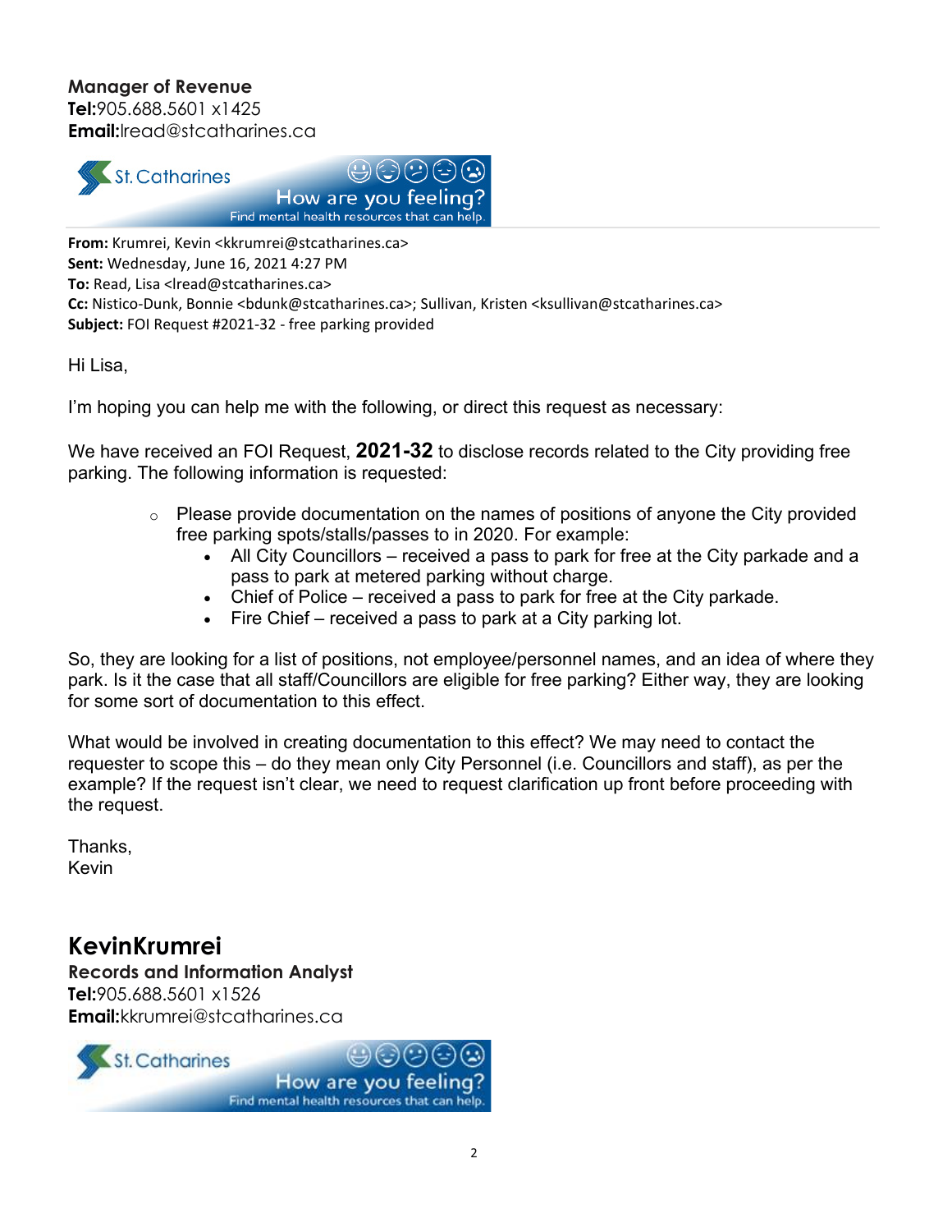**Manager of Revenue**
**Tel:**905.688.5601 x1425
**Email:**lread@stcatharines.ca

---

**From:** Krumrei, Kevin <kkrumrei@stcatharines.ca>
**Sent:** Wednesday, June 16, 2021 4:27 PM
**To:** Read, Lisa <lread@stcatharines.ca>
**Cc:** Nistico-Dunk, Bonnie <bdunk@stcatharines.ca>; Sullivan, Kristen <ksullivan@stcatharines.ca>
**Subject:** FOI Request #2021-32 - free parking provided

Hi Lisa,

I'm hoping you can help me with the following, or direct this request as necessary:

We have received an FOI Request, **2021-32** to disclose records related to the City providing free parking. The following information is requested:

- Please provide documentation on the names of positions of anyone the City provided free parking spots/stalls/passes to in 2020. For example:
  - All City Councillors – received a pass to park for free at the City parkade and a pass to park at metered parking without charge.
  - Chief of Police – received a pass to park for free at the City parkade.
  - Fire Chief – received a pass to park at a City parking lot.

So, they are looking for a list of positions, not employee/personnel names, and an idea of where they park. Is it the case that all staff/Councillors are eligible for free parking? Either way, they are looking for some sort of documentation to this effect.

What would be involved in creating documentation to this effect? We may need to contact the requester to scope this – do they mean only City Personnel (i.e. Councillors and staff), as per the example? If the request isn't clear, we need to request clarification up front before proceeding with the request.

Thanks,
Kevin

## KevinKrumrei

**Records and Information Analyst**
**Tel:**905.688.5601 x1526
**Email:**kkrumrei@stcatharines.ca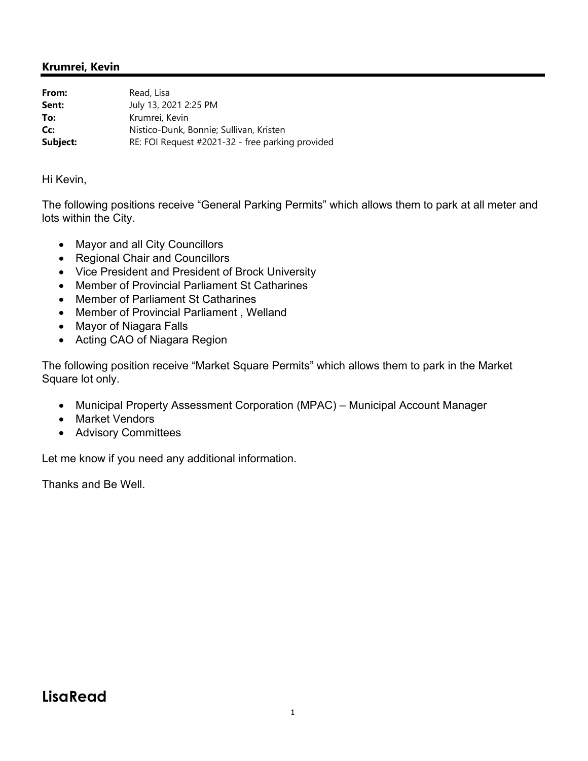**Krumrei, Kevin**

| | |
|---|---|
| **From:** | Read, Lisa |
| **Sent:** | July 13, 2021 2:25 PM |
| **To:** | Krumrei, Kevin |
| **Cc:** | Nistico-Dunk, Bonnie; Sullivan, Kristen |
| **Subject:** | RE: FOI Request #2021-32 - free parking provided |

Hi Kevin,

The following positions receive “General Parking Permits” which allows them to park at all meter and lots within the City.

- Mayor and all City Councillors
- Regional Chair and Councillors
- Vice President and President of Brock University
- Member of Provincial Parliament St Catharines
- Member of Parliament St Catharines
- Member of Provincial Parliament , Welland
- Mayor of Niagara Falls
- Acting CAO of Niagara Region

The following position receive “Market Square Permits” which allows them to park in the Market Square lot only.

- Municipal Property Assessment Corporation (MPAC) – Municipal Account Manager
- Market Vendors
- Advisory Committees

Let me know if you need any additional information.

Thanks and Be Well.

**LisaRead**